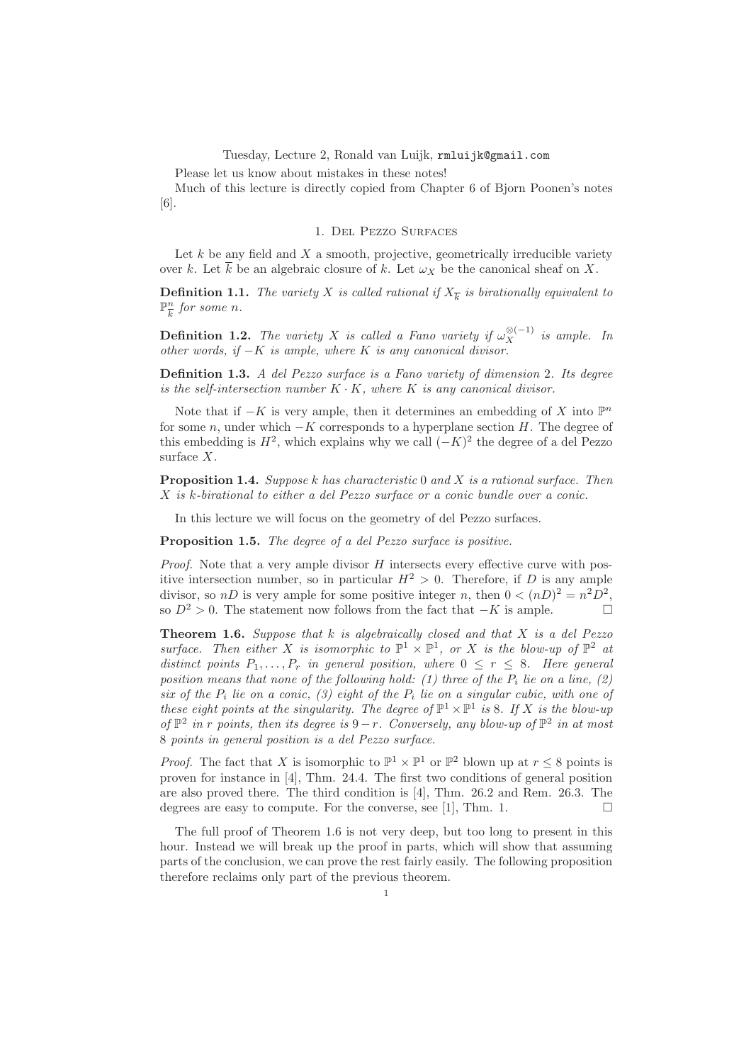Tuesday, Lecture 2, Ronald van Luijk, rmluijk@gmail.com

Please let us know about mistakes in these notes!

Much of this lecture is directly copied from Chapter 6 of Bjorn Poonen's notes [6].

## 1. Del Pezzo Surfaces

Let $k$ be any field and $X$ a smooth, projective, geometrically irreducible variety over $k$. Let $\overline{k}$ be an algebraic closure of $k$. Let $\omega_X$ be the canonical sheaf on $X$.

**Definition 1.1.** *The variety $X$ is called rational if $X_{\overline{k}}$ is birationally equivalent to $\mathbb{P}^n_{\overline{k}}$ for some $n$.*

**Definition 1.2.** *The variety $X$ is called a Fano variety if $\omega_X^{\otimes(-1)}$ is ample. In other words, if $-K$ is ample, where $K$ is any canonical divisor.*

**Definition 1.3.** *A del Pezzo surface is a Fano variety of dimension 2. Its degree is the self-intersection number $K \cdot K$, where $K$ is any canonical divisor.*

Note that if $-K$ is very ample, then it determines an embedding of $X$ into $\mathbb{P}^n$ for some $n$, under which $-K$ corresponds to a hyperplane section $H$. The degree of this embedding is $H^2$, which explains why we call $(-K)^2$ the degree of a del Pezzo surface $X$.

**Proposition 1.4.** *Suppose $k$ has characteristic 0 and $X$ is a rational surface. Then $X$ is $k$-birational to either a del Pezzo surface or a conic bundle over a conic.*

In this lecture we will focus on the geometry of del Pezzo surfaces.

**Proposition 1.5.** *The degree of a del Pezzo surface is positive.*

*Proof.* Note that a very ample divisor $H$ intersects every effective curve with positive intersection number, so in particular $H^2 > 0$. Therefore, if $D$ is any ample divisor, so $nD$ is very ample for some positive integer $n$, then $0 < (nD)^2 = n^2D^2$, so $D^2 > 0$. The statement now follows from the fact that $-K$ is ample. □

**Theorem 1.6.** *Suppose that $k$ is algebraically closed and that $X$ is a del Pezzo surface. Then either $X$ is isomorphic to $\mathbb{P}^1 \times \mathbb{P}^1$, or $X$ is the blow-up of $\mathbb{P}^2$ at distinct points $P_1, \ldots, P_r$ in general position, where $0 \leq r \leq 8$. Here general position means that none of the following hold: (1) three of the $P_i$ lie on a line, (2) six of the $P_i$ lie on a conic, (3) eight of the $P_i$ lie on a singular cubic, with one of these eight points at the singularity. The degree of $\mathbb{P}^1 \times \mathbb{P}^1$ is 8. If $X$ is the blow-up of $\mathbb{P}^2$ in $r$ points, then its degree is $9-r$. Conversely, any blow-up of $\mathbb{P}^2$ in at most 8 points in general position is a del Pezzo surface.*

*Proof.* The fact that $X$ is isomorphic to $\mathbb{P}^1 \times \mathbb{P}^1$ or $\mathbb{P}^2$ blown up at $r \leq 8$ points is proven for instance in [4], Thm. 24.4. The first two conditions of general position are also proved there. The third condition is [4], Thm. 26.2 and Rem. 26.3. The degrees are easy to compute. For the converse, see [1], Thm. 1. □

The full proof of Theorem 1.6 is not very deep, but too long to present in this hour. Instead we will break up the proof in parts, which will show that assuming parts of the conclusion, we can prove the rest fairly easily. The following proposition therefore reclaims only part of the previous theorem.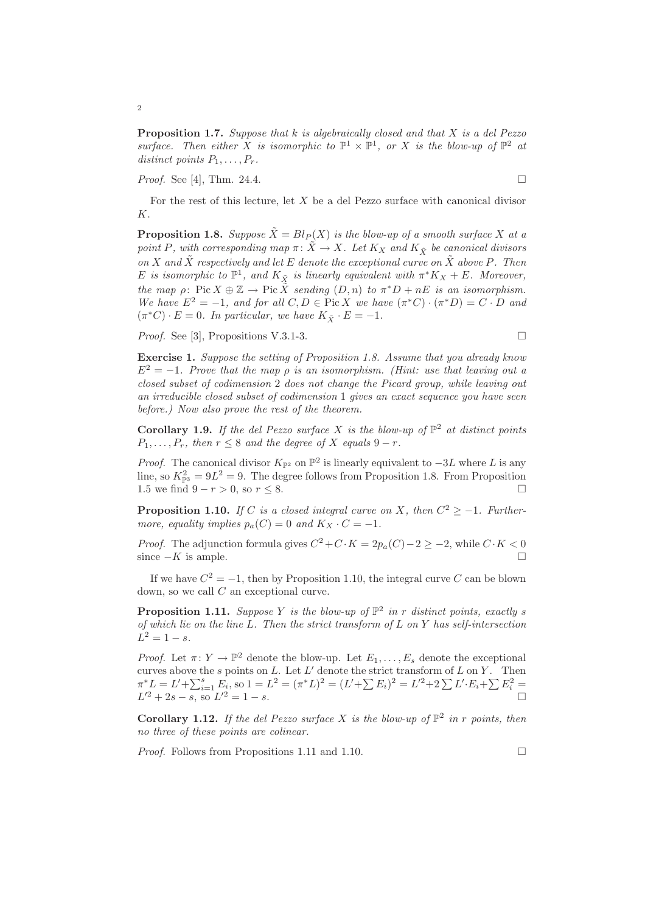**Proposition 1.7.** *Suppose that $k$ is algebraically closed and that $X$ is a del Pezzo surface. Then either $X$ is isomorphic to $\mathbb{P}^1 \times \mathbb{P}^1$, or $X$ is the blow-up of $\mathbb{P}^2$ at distinct points $P_1, \ldots, P_r$.*

*Proof.* See [4], Thm. 24.4. □

For the rest of this lecture, let $X$ be a del Pezzo surface with canonical divisor $K$.

**Proposition 1.8.** *Suppose $\tilde{X} = Bl_P(X)$ is the blow-up of a smooth surface $X$ at a point $P$, with corresponding map $\pi\colon \tilde{X} \to X$. Let $K_X$ and $K_{\tilde{X}}$ be canonical divisors on $X$ and $\tilde{X}$ respectively and let $E$ denote the exceptional curve on $\tilde{X}$ above $P$. Then $E$ is isomorphic to $\mathbb{P}^1$, and $K_{\tilde{X}}$ is linearly equivalent with $\pi^*K_X + E$. Moreover, the map $\rho\colon \operatorname{Pic} X \oplus \mathbb{Z} \to \operatorname{Pic} \tilde{X}$ sending $(D, n)$ to $\pi^*D + nE$ is an isomorphism. We have $E^2 = -1$, and for all $C, D \in \operatorname{Pic} X$ we have $(\pi^*C) \cdot (\pi^*D) = C \cdot D$ and $(\pi^*C) \cdot E = 0$. In particular, we have $K_{\tilde{X}} \cdot E = -1$.*

*Proof.* See [3], Propositions V.3.1-3. □

**Exercise 1.** *Suppose the setting of Proposition 1.8. Assume that you already know $E^2 = -1$. Prove that the map $\rho$ is an isomorphism. (Hint: use that leaving out a closed subset of codimension 2 does not change the Picard group, while leaving out an irreducible closed subset of codimension 1 gives an exact sequence you have seen before.) Now also prove the rest of the theorem.*

**Corollary 1.9.** *If the del Pezzo surface $X$ is the blow-up of $\mathbb{P}^2$ at distinct points $P_1, \ldots, P_r$, then $r \leq 8$ and the degree of $X$ equals $9 - r$.*

*Proof.* The canonical divisor $K_{\mathbb{P}^2}$ on $\mathbb{P}^2$ is linearly equivalent to $-3L$ where $L$ is any line, so $K_{\mathbb{P}^3}^2 = 9L^2 = 9$. The degree follows from Proposition 1.8. From Proposition 1.5 we find $9 - r > 0$, so $r \leq 8$. □

**Proposition 1.10.** *If $C$ is a closed integral curve on $X$, then $C^2 \geq -1$. Furthermore, equality implies $p_a(C) = 0$ and $K_X \cdot C = -1$.*

*Proof.* The adjunction formula gives $C^2 + C \cdot K = 2p_a(C) - 2 \geq -2$, while $C \cdot K < 0$ since $-K$ is ample. □

If we have $C^2 = -1$, then by Proposition 1.10, the integral curve $C$ can be blown down, so we call $C$ an exceptional curve.

**Proposition 1.11.** *Suppose $Y$ is the blow-up of $\mathbb{P}^2$ in $r$ distinct points, exactly $s$ of which lie on the line $L$. Then the strict transform of $L$ on $Y$ has self-intersection $L^2 = 1 - s$.*

*Proof.* Let $\pi\colon Y \to \mathbb{P}^2$ denote the blow-up. Let $E_1, \ldots, E_s$ denote the exceptional curves above the $s$ points on $L$. Let $L'$ denote the strict transform of $L$ on $Y$. Then $\pi^*L = L' + \sum_{i=1}^{s} E_i$, so $1 = L^2 = (\pi^*L)^2 = (L' + \sum E_i)^2 = L'^2 + 2\sum L' \cdot E_i + \sum E_i^2 = L'^2 + 2s - s$, so $L'^2 = 1 - s$. □

**Corollary 1.12.** *If the del Pezzo surface $X$ is the blow-up of $\mathbb{P}^2$ in $r$ points, then no three of these points are colinear.*

*Proof.* Follows from Propositions 1.11 and 1.10. □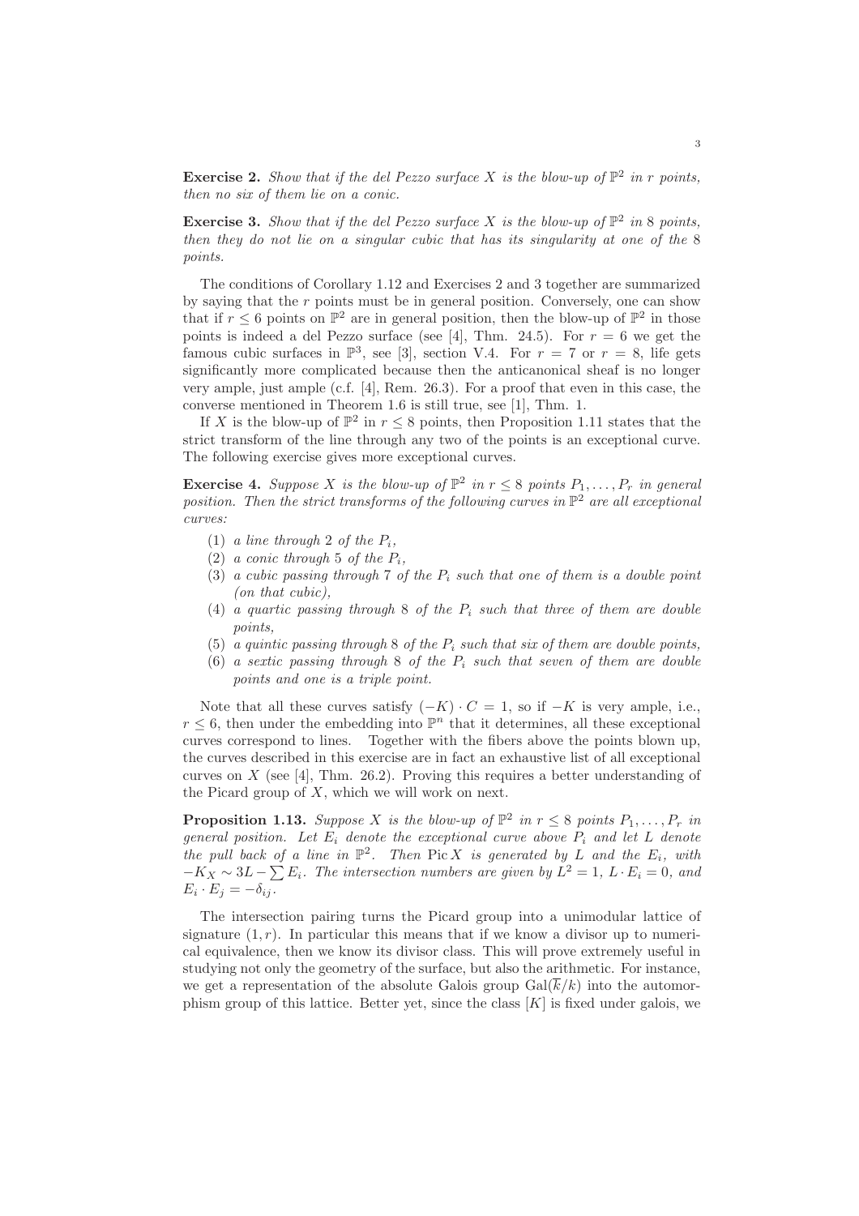**Exercise 2.** *Show that if the del Pezzo surface $X$ is the blow-up of $\mathbb{P}^2$ in $r$ points, then no six of them lie on a conic.*

**Exercise 3.** *Show that if the del Pezzo surface $X$ is the blow-up of $\mathbb{P}^2$ in 8 points, then they do not lie on a singular cubic that has its singularity at one of the 8 points.*

The conditions of Corollary 1.12 and Exercises 2 and 3 together are summarized by saying that the $r$ points must be in general position. Conversely, one can show that if $r \leq 6$ points on $\mathbb{P}^2$ are in general position, then the blow-up of $\mathbb{P}^2$ in those points is indeed a del Pezzo surface (see [4], Thm. 24.5). For $r = 6$ we get the famous cubic surfaces in $\mathbb{P}^3$, see [3], section V.4. For $r = 7$ or $r = 8$, life gets significantly more complicated because then the anticanonical sheaf is no longer very ample, just ample (c.f. [4], Rem. 26.3). For a proof that even in this case, the converse mentioned in Theorem 1.6 is still true, see [1], Thm. 1.

If $X$ is the blow-up of $\mathbb{P}^2$ in $r \leq 8$ points, then Proposition 1.11 states that the strict transform of the line through any two of the points is an exceptional curve. The following exercise gives more exceptional curves.

**Exercise 4.** *Suppose $X$ is the blow-up of $\mathbb{P}^2$ in $r \leq 8$ points $P_1, \ldots, P_r$ in general position. Then the strict transforms of the following curves in $\mathbb{P}^2$ are all exceptional curves:*

1. *a line through 2 of the $P_i$,*
2. *a conic through 5 of the $P_i$,*
3. *a cubic passing through 7 of the $P_i$ such that one of them is a double point (on that cubic),*
4. *a quartic passing through 8 of the $P_i$ such that three of them are double points,*
5. *a quintic passing through 8 of the $P_i$ such that six of them are double points,*
6. *a sextic passing through 8 of the $P_i$ such that seven of them are double points and one is a triple point.*

Note that all these curves satisfy $(-K) \cdot C = 1$, so if $-K$ is very ample, i.e., $r \leq 6$, then under the embedding into $\mathbb{P}^n$ that it determines, all these exceptional curves correspond to lines. Together with the fibers above the points blown up, the curves described in this exercise are in fact an exhaustive list of all exceptional curves on $X$ (see [4], Thm. 26.2). Proving this requires a better understanding of the Picard group of $X$, which we will work on next.

**Proposition 1.13.** *Suppose $X$ is the blow-up of $\mathbb{P}^2$ in $r \leq 8$ points $P_1, \ldots, P_r$ in general position. Let $E_i$ denote the exceptional curve above $P_i$ and let $L$ denote the pull back of a line in $\mathbb{P}^2$. Then $\operatorname{Pic} X$ is generated by $L$ and the $E_i$, with $-K_X \sim 3L - \sum E_i$. The intersection numbers are given by $L^2 = 1$, $L \cdot E_i = 0$, and $E_i \cdot E_j = -\delta_{ij}$.*

The intersection pairing turns the Picard group into a unimodular lattice of signature $(1, r)$. In particular this means that if we know a divisor up to numerical equivalence, then we know its divisor class. This will prove extremely useful in studying not only the geometry of the surface, but also the arithmetic. For instance, we get a representation of the absolute Galois group $\operatorname{Gal}(\overline{k}/k)$ into the automorphism group of this lattice. Better yet, since the class $[K]$ is fixed under galois, we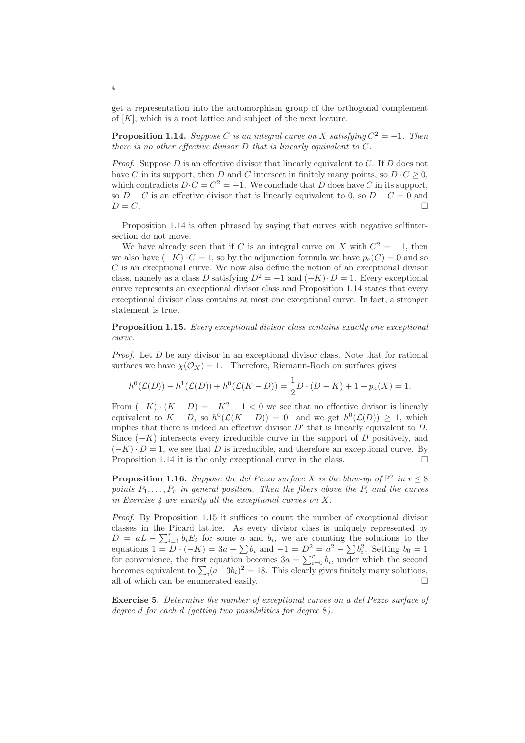get a representation into the automorphism group of the orthogonal complement of $[K]$, which is a root lattice and subject of the next lecture.

**Proposition 1.14.** *Suppose $C$ is an integral curve on $X$ satisfying $C^2 = -1$. Then there is no other effective divisor $D$ that is linearly equivalent to $C$.*

*Proof.* Suppose $D$ is an effective divisor that linearly equivalent to $C$. If $D$ does not have $C$ in its support, then $D$ and $C$ intersect in finitely many points, so $D \cdot C \geq 0$, which contradicts $D \cdot C = C^2 = -1$. We conclude that $D$ does have $C$ in its support, so $D - C$ is an effective divisor that is linearly equivalent to 0, so $D - C = 0$ and $D = C$. $\square$

Proposition 1.14 is often phrased by saying that curves with negative selfintersection do not move.

We have already seen that if $C$ is an integral curve on $X$ with $C^2 = -1$, then we also have $(-K) \cdot C = 1$, so by the adjunction formula we have $p_a(C) = 0$ and so $C$ is an exceptional curve. We now also define the notion of an exceptional divisor class, namely as a class $D$ satisfying $D^2 = -1$ and $(-K) \cdot D = 1$. Every exceptional curve represents an exceptional divisor class and Proposition 1.14 states that every exceptional divisor class contains at most one exceptional curve. In fact, a stronger statement is true.

**Proposition 1.15.** *Every exceptional divisor class contains exactly one exceptional curve.*

*Proof.* Let $D$ be any divisor in an exceptional divisor class. Note that for rational surfaces we have $\chi(\mathcal{O}_X) = 1$. Therefore, Riemann-Roch on surfaces gives

$$h^0(\mathcal{L}(D)) - h^1(\mathcal{L}(D)) + h^0(\mathcal{L}(K - D)) = \frac{1}{2} D \cdot (D - K) + 1 + p_a(X) = 1.$$

From $(-K) \cdot (K - D) = -K^2 - 1 < 0$ we see that no effective divisor is linearly equivalent to $K - D$, so $h^0(\mathcal{L}(K - D)) = 0$ and we get $h^0(\mathcal{L}(D)) \geq 1$, which implies that there is indeed an effective divisor $D'$ that is linearly equivalent to $D$. Since $(-K)$ intersects every irreducible curve in the support of $D$ positively, and $(-K) \cdot D = 1$, we see that $D$ is irreducible, and therefore an exceptional curve. By Proposition 1.14 it is the only exceptional curve in the class. $\square$

**Proposition 1.16.** *Suppose the del Pezzo surface $X$ is the blow-up of $\mathbb{P}^2$ in $r \leq 8$ points $P_1, \ldots, P_r$ in general position. Then the fibers above the $P_i$ and the curves in Exercise 4 are exactly all the exceptional curves on $X$.*

*Proof.* By Proposition 1.15 it suffices to count the number of exceptional divisor classes in the Picard lattice. As every divisor class is uniquely represented by $D = aL - \sum_{i=1}^{r} b_i E_i$ for some $a$ and $b_i$, we are counting the solutions to the equations $1 = D \cdot (-K) = 3a - \sum b_i$ and $-1 = D^2 = a^2 - \sum b_i^2$. Setting $b_0 = 1$ for convenience, the first equation becomes $3a = \sum_{i=0}^{r} b_i$, under which the second becomes equivalent to $\sum_i (a - 3b_i)^2 = 18$. This clearly gives finitely many solutions, all of which can be enumerated easily. $\square$

**Exercise 5.** *Determine the number of exceptional curves on a del Pezzo surface of degree $d$ for each $d$ (getting two possibilities for degree 8).*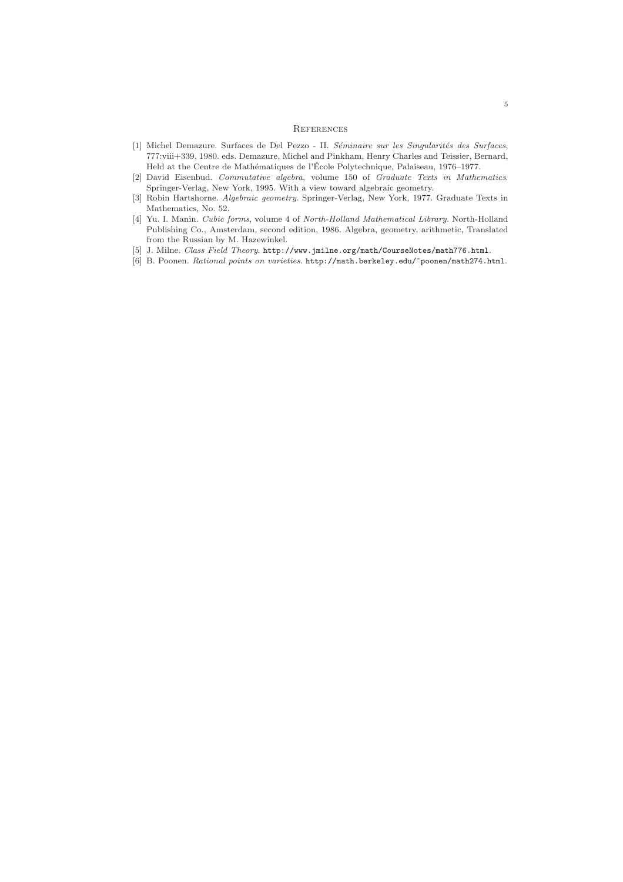## References

[1] Michel Demazure. Surfaces de Del Pezzo - II. *Séminaire sur les Singularités des Surfaces*, 777:viii+339, 1980. eds. Demazure, Michel and Pinkham, Henry Charles and Teissier, Bernard, Held at the Centre de Mathématiques de l'École Polytechnique, Palaiseau, 1976–1977.

[2] David Eisenbud. *Commutative algebra*, volume 150 of *Graduate Texts in Mathematics*. Springer-Verlag, New York, 1995. With a view toward algebraic geometry.

[3] Robin Hartshorne. *Algebraic geometry*. Springer-Verlag, New York, 1977. Graduate Texts in Mathematics, No. 52.

[4] Yu. I. Manin. *Cubic forms*, volume 4 of *North-Holland Mathematical Library*. North-Holland Publishing Co., Amsterdam, second edition, 1986. Algebra, geometry, arithmetic, Translated from the Russian by M. Hazewinkel.

[5] J. Milne. *Class Field Theory*. `http://www.jmilne.org/math/CourseNotes/math776.html`.

[6] B. Poonen. *Rational points on varieties*. `http://math.berkeley.edu/~poonen/math274.html`.